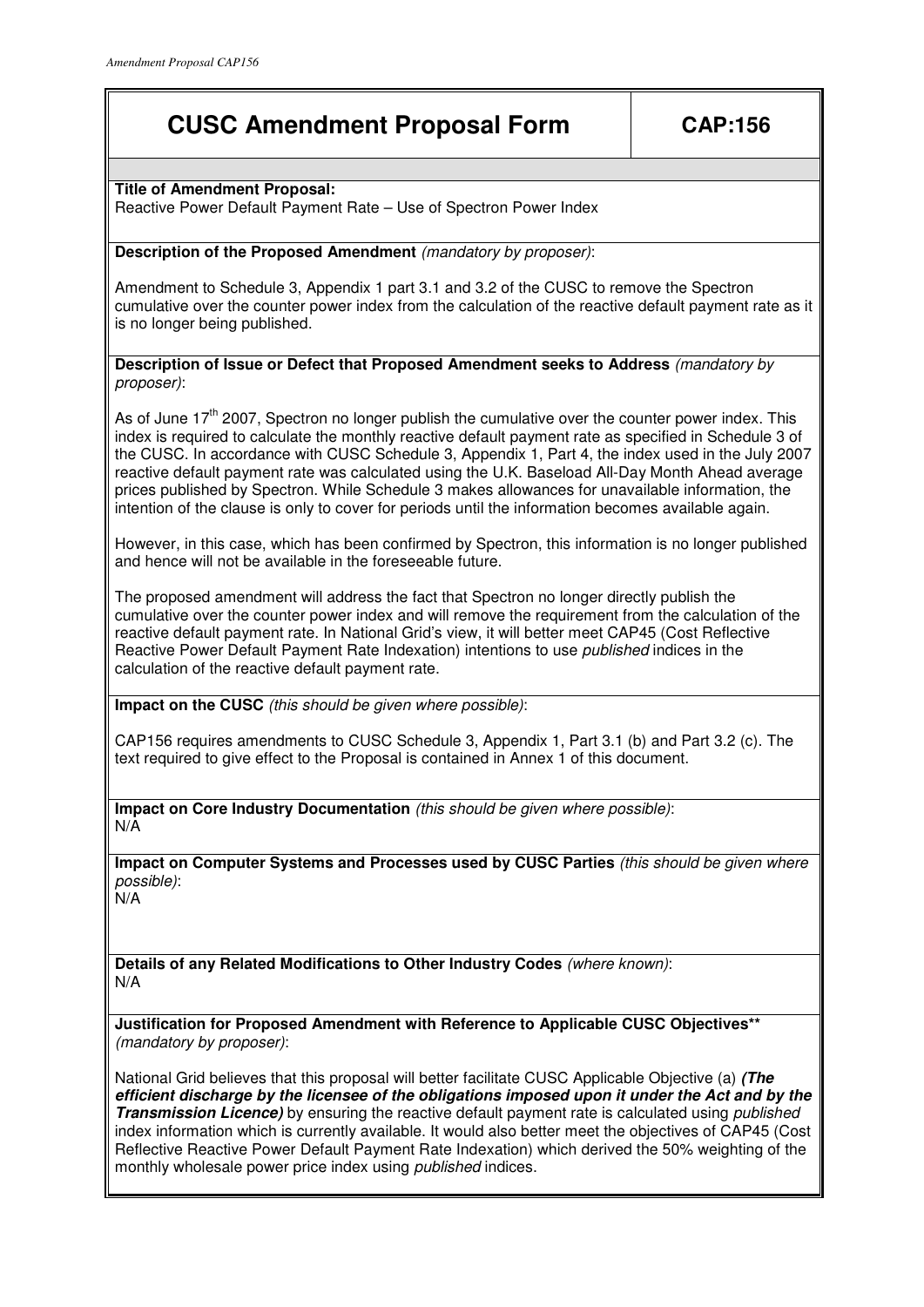# CUSC Amendment Proposal Form

**CAP:156**

**Title of Amendment Proposal:**
Reactive Power Default Payment Rate – Use of Spectron Power Index

**Description of the Proposed Amendment** *(mandatory by proposer)*:

Amendment to Schedule 3, Appendix 1 part 3.1 and 3.2 of the CUSC to remove the Spectron cumulative over the counter power index from the calculation of the reactive default payment rate as it is no longer being published.

**Description of Issue or Defect that Proposed Amendment seeks to Address** *(mandatory by proposer)*:

As of June 17th 2007, Spectron no longer publish the cumulative over the counter power index. This index is required to calculate the monthly reactive default payment rate as specified in Schedule 3 of the CUSC. In accordance with CUSC Schedule 3, Appendix 1, Part 4, the index used in the July 2007 reactive default payment rate was calculated using the U.K. Baseload All-Day Month Ahead average prices published by Spectron. While Schedule 3 makes allowances for unavailable information, the intention of the clause is only to cover for periods until the information becomes available again.

However, in this case, which has been confirmed by Spectron, this information is no longer published and hence will not be available in the foreseeable future.

The proposed amendment will address the fact that Spectron no longer directly publish the cumulative over the counter power index and will remove the requirement from the calculation of the reactive default payment rate. In National Grid's view, it will better meet CAP45 (Cost Reflective Reactive Power Default Payment Rate Indexation) intentions to use *published* indices in the calculation of the reactive default payment rate.

**Impact on the CUSC** *(this should be given where possible)*:

CAP156 requires amendments to CUSC Schedule 3, Appendix 1, Part 3.1 (b) and Part 3.2 (c). The text required to give effect to the Proposal is contained in Annex 1 of this document.

**Impact on Core Industry Documentation** *(this should be given where possible)*:
N/A

**Impact on Computer Systems and Processes used by CUSC Parties** *(this should be given where possible)*:
N/A

**Details of any Related Modifications to Other Industry Codes** *(where known)*:
N/A

**Justification for Proposed Amendment with Reference to Applicable CUSC Objectives**** *(mandatory by proposer)*:

National Grid believes that this proposal will better facilitate CUSC Applicable Objective (a) ***(The efficient discharge by the licensee of the obligations imposed upon it under the Act and by the Transmission Licence)*** by ensuring the reactive default payment rate is calculated using *published* index information which is currently available. It would also better meet the objectives of CAP45 (Cost Reflective Reactive Power Default Payment Rate Indexation) which derived the 50% weighting of the monthly wholesale power price index using *published* indices.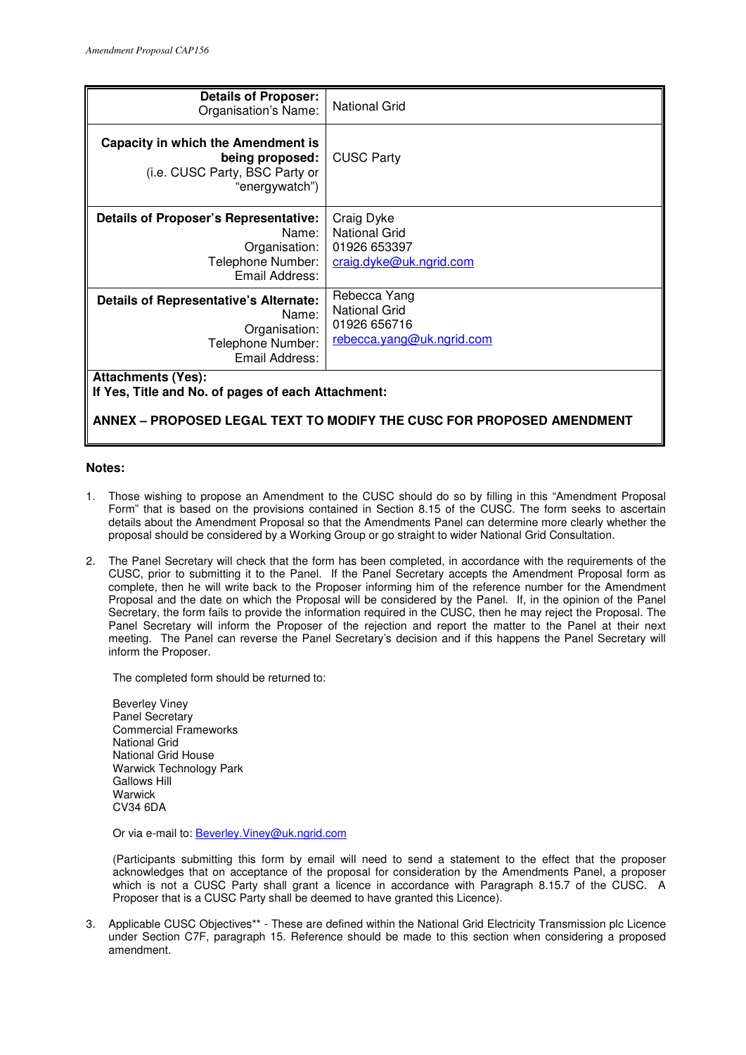| **Details of Proposer:** Organisation's Name: | National Grid |
|---|---|
| **Capacity in which the Amendment is being proposed:** (i.e. CUSC Party, BSC Party or "energywatch") | CUSC Party |
| **Details of Proposer's Representative:** Name: Organisation: Telephone Number: Email Address: | Craig Dyke National Grid 01926 653397 craig.dyke@uk.ngrid.com |
| **Details of Representative's Alternate:** Name: Organisation: Telephone Number: Email Address: | Rebecca Yang National Grid 01926 656716 rebecca.yang@uk.ngrid.com |
| **Attachments (Yes):** **If Yes, Title and No. of pages of each Attachment:** **ANNEX – PROPOSED LEGAL TEXT TO MODIFY THE CUSC FOR PROPOSED AMENDMENT** | |

**Notes:**

1. Those wishing to propose an Amendment to the CUSC should do so by filling in this "Amendment Proposal Form" that is based on the provisions contained in Section 8.15 of the CUSC. The form seeks to ascertain details about the Amendment Proposal so that the Amendments Panel can determine more clearly whether the proposal should be considered by a Working Group or go straight to wider National Grid Consultation.

2. The Panel Secretary will check that the form has been completed, in accordance with the requirements of the CUSC, prior to submitting it to the Panel. If the Panel Secretary accepts the Amendment Proposal form as complete, then he will write back to the Proposer informing him of the reference number for the Amendment Proposal and the date on which the Proposal will be considered by the Panel. If, in the opinion of the Panel Secretary, the form fails to provide the information required in the CUSC, then he may reject the Proposal. The Panel Secretary will inform the Proposer of the rejection and report the matter to the Panel at their next meeting. The Panel can reverse the Panel Secretary's decision and if this happens the Panel Secretary will inform the Proposer.

   The completed form should be returned to:

   Beverley Viney
   Panel Secretary
   Commercial Frameworks
   National Grid
   National Grid House
   Warwick Technology Park
   Gallows Hill
   Warwick
   CV34 6DA

   Or via e-mail to: Beverley.Viney@uk.ngrid.com

   (Participants submitting this form by email will need to send a statement to the effect that the proposer acknowledges that on acceptance of the proposal for consideration by the Amendments Panel, a proposer which is not a CUSC Party shall grant a licence in accordance with Paragraph 8.15.7 of the CUSC. A Proposer that is a CUSC Party shall be deemed to have granted this Licence).

3. Applicable CUSC Objectives** - These are defined within the National Grid Electricity Transmission plc Licence under Section C7F, paragraph 15. Reference should be made to this section when considering a proposed amendment.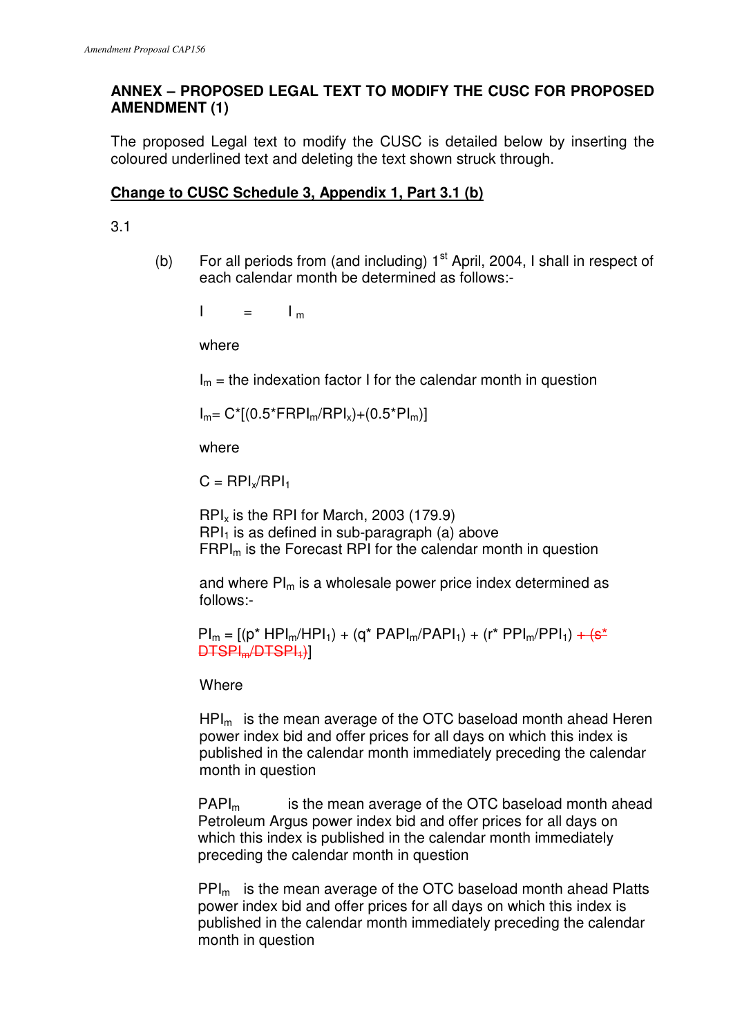## ANNEX – PROPOSED LEGAL TEXT TO MODIFY THE CUSC FOR PROPOSED AMENDMENT (1)

The proposed Legal text to modify the CUSC is detailed below by inserting the coloured underlined text and deleting the text shown struck through.

**Change to CUSC Schedule 3, Appendix 1, Part 3.1 (b)**

3.1

(b) For all periods from (and including) 1st April, 2004, I shall in respect of each calendar month be determined as follows:-

$I = I_m$

where

$I_m$ = the indexation factor I for the calendar month in question

$I_m = C*[(0.5*FRPI_m/RPI_x)+(0.5*PI_m)]$

where

$C = RPI_x/RPI_1$

$RPI_x$ is the RPI for March, 2003 (179.9)
$RPI_1$ is as defined in sub-paragraph (a) above
$FRPI_m$ is the Forecast RPI for the calendar month in question

and where $PI_m$ is a wholesale power price index determined as follows:-

$PI_m = [(p* HPI_m/HPI_1) + (q* PAPI_m/PAPI_1) + (r* PPI_m/PPI_1)$ ~~$+ (s* DTSPI_m/DTSPI_1)$~~$]$

Where

$HPI_m$ is the mean average of the OTC baseload month ahead Heren power index bid and offer prices for all days on which this index is published in the calendar month immediately preceding the calendar month in question

$PAPI_m$ is the mean average of the OTC baseload month ahead Petroleum Argus power index bid and offer prices for all days on which this index is published in the calendar month immediately preceding the calendar month in question

$PPI_m$ is the mean average of the OTC baseload month ahead Platts power index bid and offer prices for all days on which this index is published in the calendar month immediately preceding the calendar month in question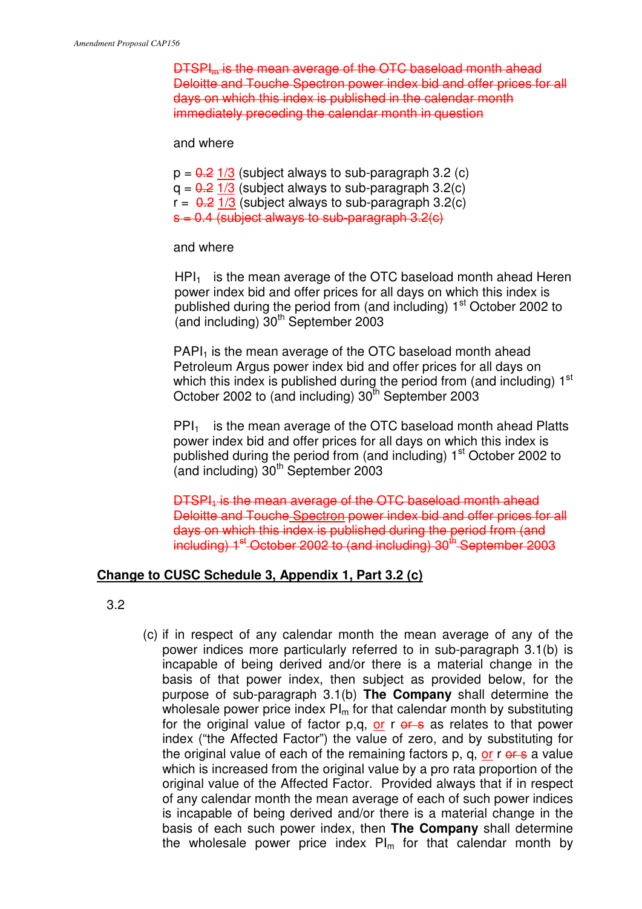~~$DTSPI_m$ is the mean average of the OTC baseload month ahead Deloitte and Touche Spectron power index bid and offer prices for all days on which this index is published in the calendar month immediately preceding the calendar month in question~~

and where

p = ~~0.2~~ 1/3 (subject always to sub-paragraph 3.2 (c)
q = ~~0.2~~ 1/3 (subject always to sub-paragraph 3.2(c)
r = ~~0.2~~ 1/3 (subject always to sub-paragraph 3.2(c)
~~s = 0.4 (subject always to sub-paragraph 3.2(c)~~

and where

$HPI_1$ is the mean average of the OTC baseload month ahead Heren power index bid and offer prices for all days on which this index is published during the period from (and including) 1st October 2002 to (and including) 30th September 2003

$PAPI_1$ is the mean average of the OTC baseload month ahead Petroleum Argus power index bid and offer prices for all days on which this index is published during the period from (and including) 1st October 2002 to (and including) 30th September 2003

$PPI_1$ is the mean average of the OTC baseload month ahead Platts power index bid and offer prices for all days on which this index is published during the period from (and including) 1st October 2002 to (and including) 30th September 2003

~~$DTSPI_1$ is the mean average of the OTC baseload month ahead Deloitte and Touche Spectron power index bid and offer prices for all days on which this index is published during the period from (and including) 1st October 2002 to (and including) 30th September 2003~~

## Change to CUSC Schedule 3, Appendix 1, Part 3.2 (c)

3.2

(c) if in respect of any calendar month the mean average of any of the power indices more particularly referred to in sub-paragraph 3.1(b) is incapable of being derived and/or there is a material change in the basis of that power index, then subject as provided below, for the purpose of sub-paragraph 3.1(b) **The Company** shall determine the wholesale power price index $PI_m$ for that calendar month by substituting for the original value of factor p,q, or r ~~or s~~ as relates to that power index ("the Affected Factor") the value of zero, and by substituting for the original value of each of the remaining factors p, q, or r ~~or s~~ a value which is increased from the original value by a pro rata proportion of the original value of the Affected Factor. Provided always that if in respect of any calendar month the mean average of each of such power indices is incapable of being derived and/or there is a material change in the basis of each such power index, then **The Company** shall determine the wholesale power price index $PI_m$ for that calendar month by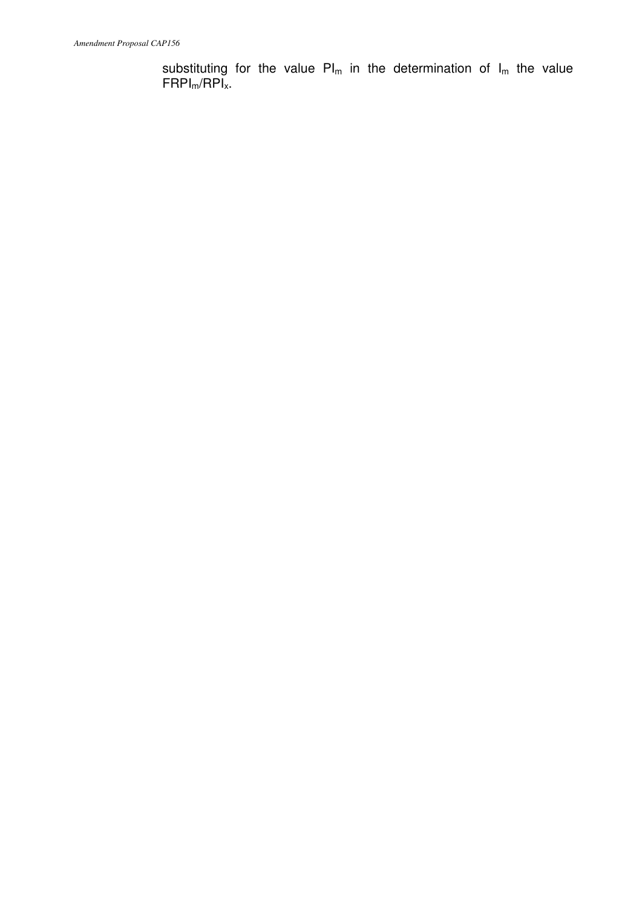substituting for the value $PI_m$ in the determination of $I_m$ the value $FRPI_m/RPI_x$.